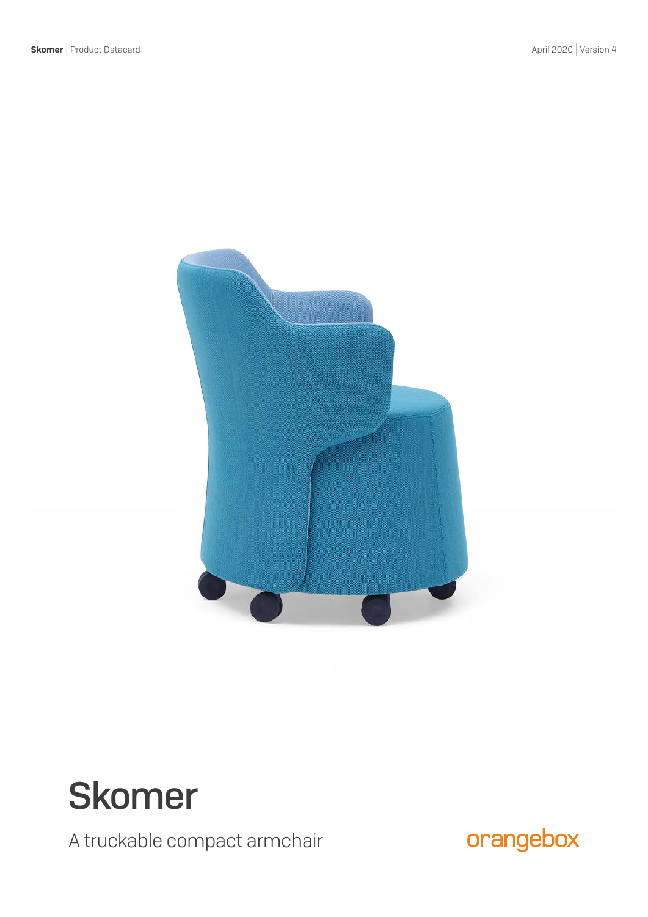# Skomer

A truckable compact armchair

orangebox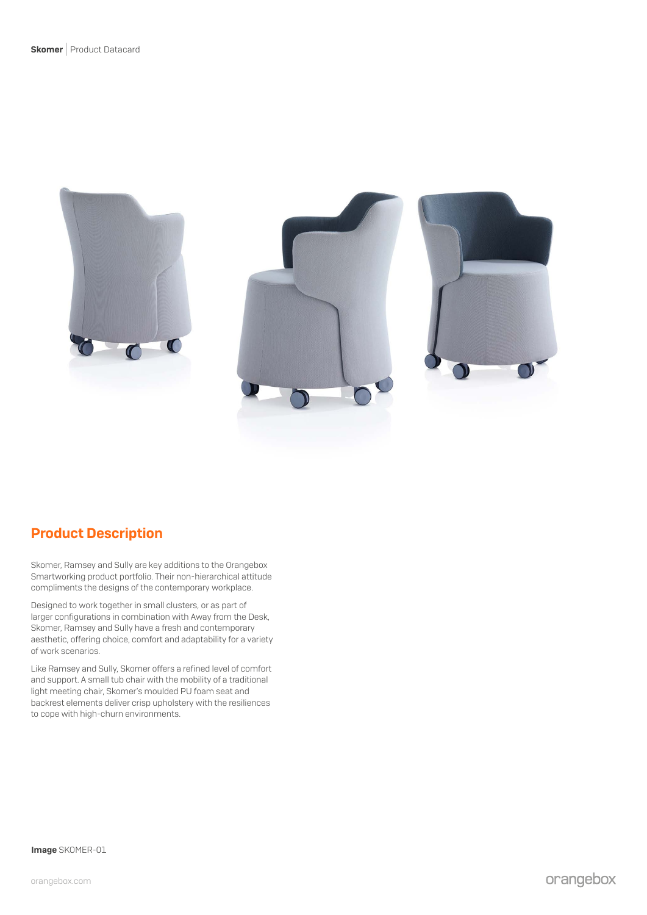## Product Description

Skomer, Ramsey and Sully are key additions to the Orangebox Smartworking product portfolio. Their non-hierarchical attitude compliments the designs of the contemporary workplace.

Designed to work together in small clusters, or as part of larger configurations in combination with Away from the Desk, Skomer, Ramsey and Sully have a fresh and contemporary aesthetic, offering choice, comfort and adaptability for a variety of work scenarios.

Like Ramsey and Sully, Skomer offers a refined level of comfort and support. A small tub chair with the mobility of a traditional light meeting chair, Skomer's moulded PU foam seat and backrest elements deliver crisp upholstery with the resiliences to cope with high-churn environments.

**Image** SKOMER-01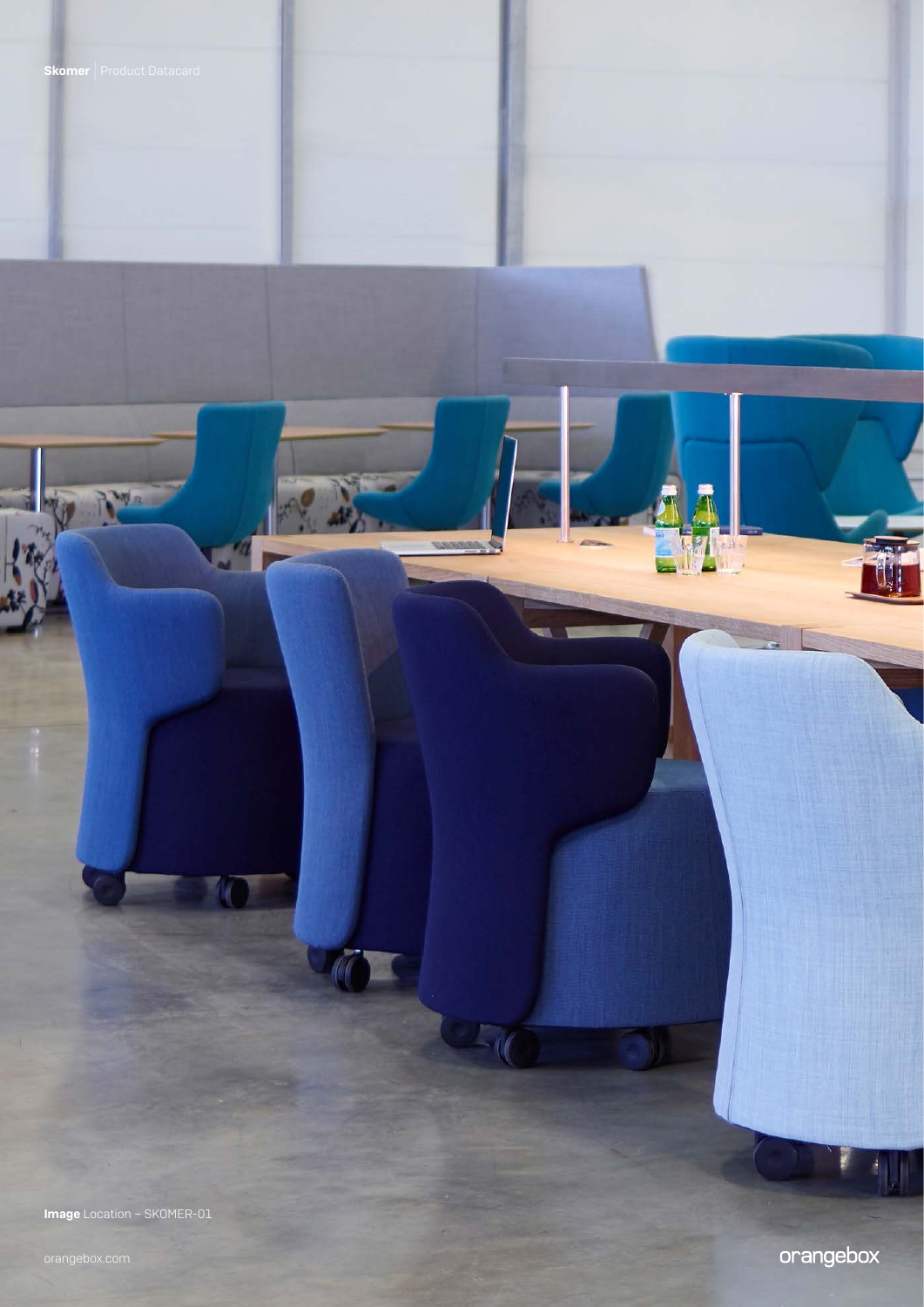**Image** Location – SKOMER-01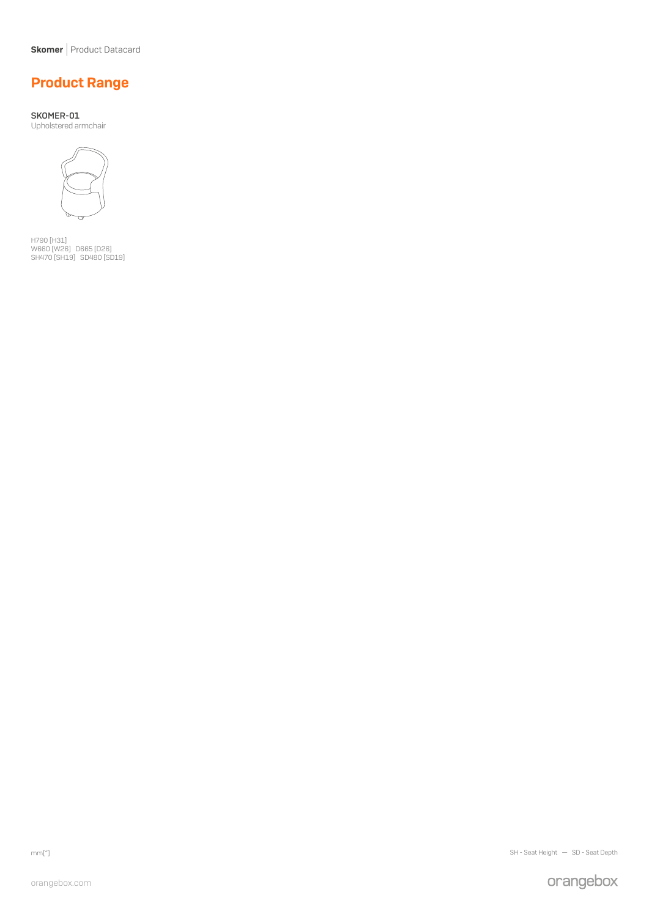## Product Range

**SKOMER-01**
Upholstered armchair

H790 [H31]
W660 [W26]   D665 [D26]
SH470 [SH19]   SD480 [SD19]

mm["]

SH - Seat Height — SD - Seat Depth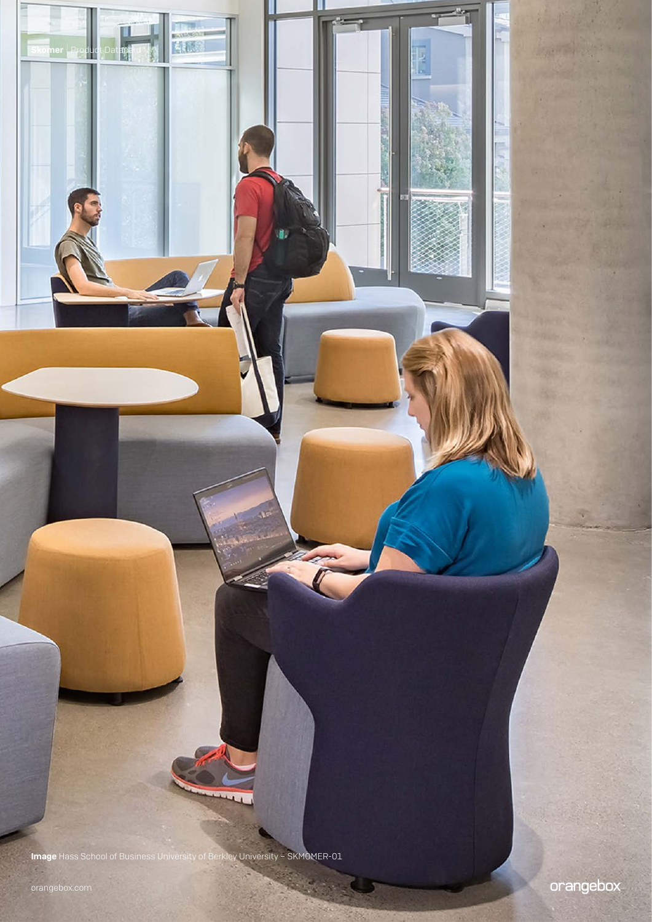**Image** Hass School of Business University of Berkley University – SKMOMER-01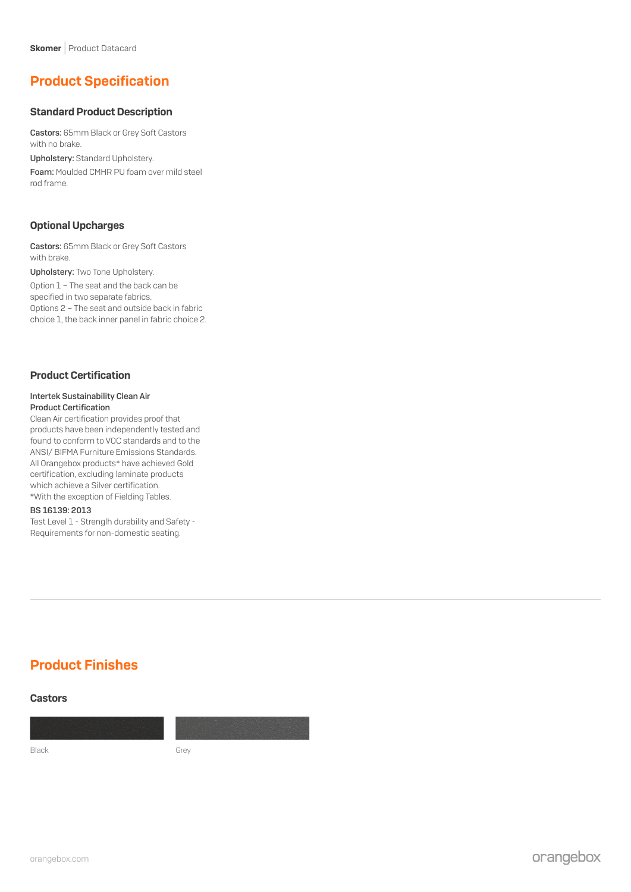## Product Specification

### Standard Product Description

**Castors:** 65mm Black or Grey Soft Castors with no brake.

**Upholstery:** Standard Upholstery.

**Foam:** Moulded CMHR PU foam over mild steel rod frame.

### Optional Upcharges

**Castors:** 65mm Black or Grey Soft Castors with brake.

**Upholstery:** Two Tone Upholstery.

Option 1 – The seat and the back can be specified in two separate fabrics.
Options 2 – The seat and outside back in fabric choice 1, the back inner panel in fabric choice 2.

### Product Certification

**Intertek Sustainability Clean Air Product Certification**
Clean Air certification provides proof that products have been independently tested and found to conform to VOC standards and to the ANSI/ BIFMA Furniture Emissions Standards. All Orangebox products* have achieved Gold certification, excluding laminate products which achieve a Silver certification.
*With the exception of Fielding Tables.

**BS 16139: 2013**
Test Level 1 - Strenglh durability and Safety - Requirements for non-domestic seating.

---

## Product Finishes

### Castors

Black

Grey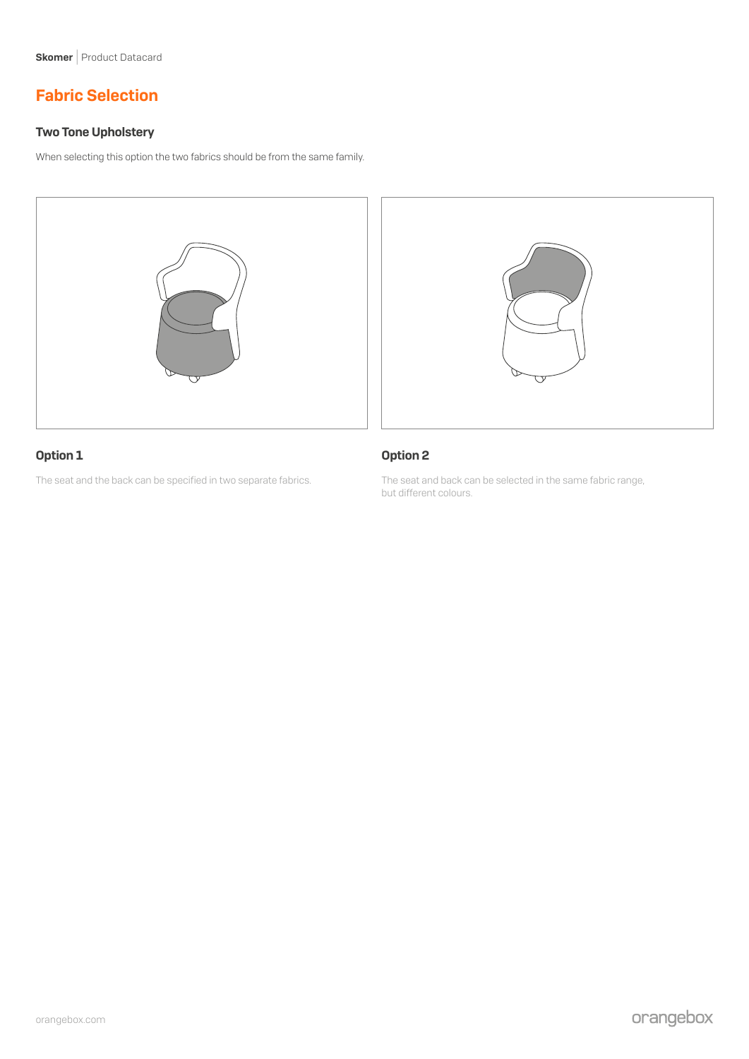# Fabric Selection

### Two Tone Upholstery

When selecting this option the two fabrics should be from the same family.

### Option 1

The seat and the back can be specified in two separate fabrics.

### Option 2

The seat and back can be selected in the same fabric range, but different colours.